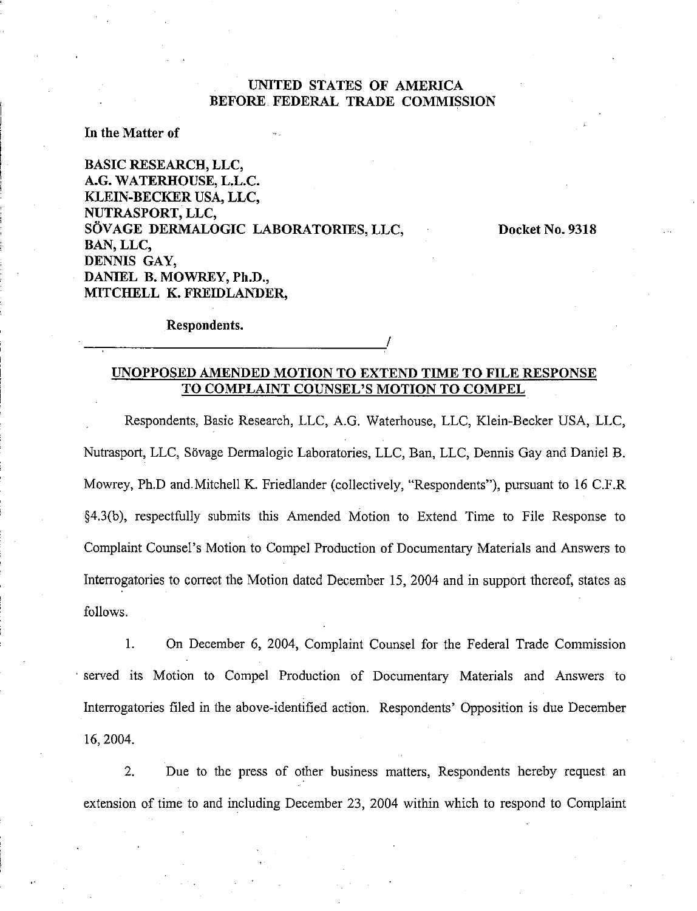**UNITED STATES OF AMERICA**
**BEFORE FEDERAL TRADE COMMISSION**

**In the Matter of**

**BASIC RESEARCH, LLC,**
**A.G. WATERHOUSE, L.L.C.**
**KLEIN-BECKER USA, LLC,**
**NUTRASPORT, LLC,**
**SÖVAGE DERMALOGIC LABORATORIES, LLC,**
**BAN, LLC,**
**DENNIS GAY,**
**DANIEL B. MOWREY, Ph.D.,**
**MITCHELL K. FREIDLANDER,**

**Docket No. 9318**

**Respondents.**

_______________________________________/

**UNOPPOSED AMENDED MOTION TO EXTEND TIME TO FILE RESPONSE TO COMPLAINT COUNSEL'S MOTION TO COMPEL**

Respondents, Basic Research, LLC, A.G. Waterhouse, LLC, Klein-Becker USA, LLC, Nutrasport, LLC, Sövage Dermalogic Laboratories, LLC, Ban, LLC, Dennis Gay and Daniel B. Mowrey, Ph.D and Mitchell K. Friedlander (collectively, "Respondents"), pursuant to 16 C.F.R §4.3(b), respectfully submits this Amended Motion to Extend Time to File Response to Complaint Counsel's Motion to Compel Production of Documentary Materials and Answers to Interrogatories to correct the Motion dated December 15, 2004 and in support thereof, states as follows.

1. On December 6, 2004, Complaint Counsel for the Federal Trade Commission served its Motion to Compel Production of Documentary Materials and Answers to Interrogatories filed in the above-identified action. Respondents' Opposition is due December 16, 2004.

2. Due to the press of other business matters, Respondents hereby request an extension of time to and including December 23, 2004 within which to respond to Complaint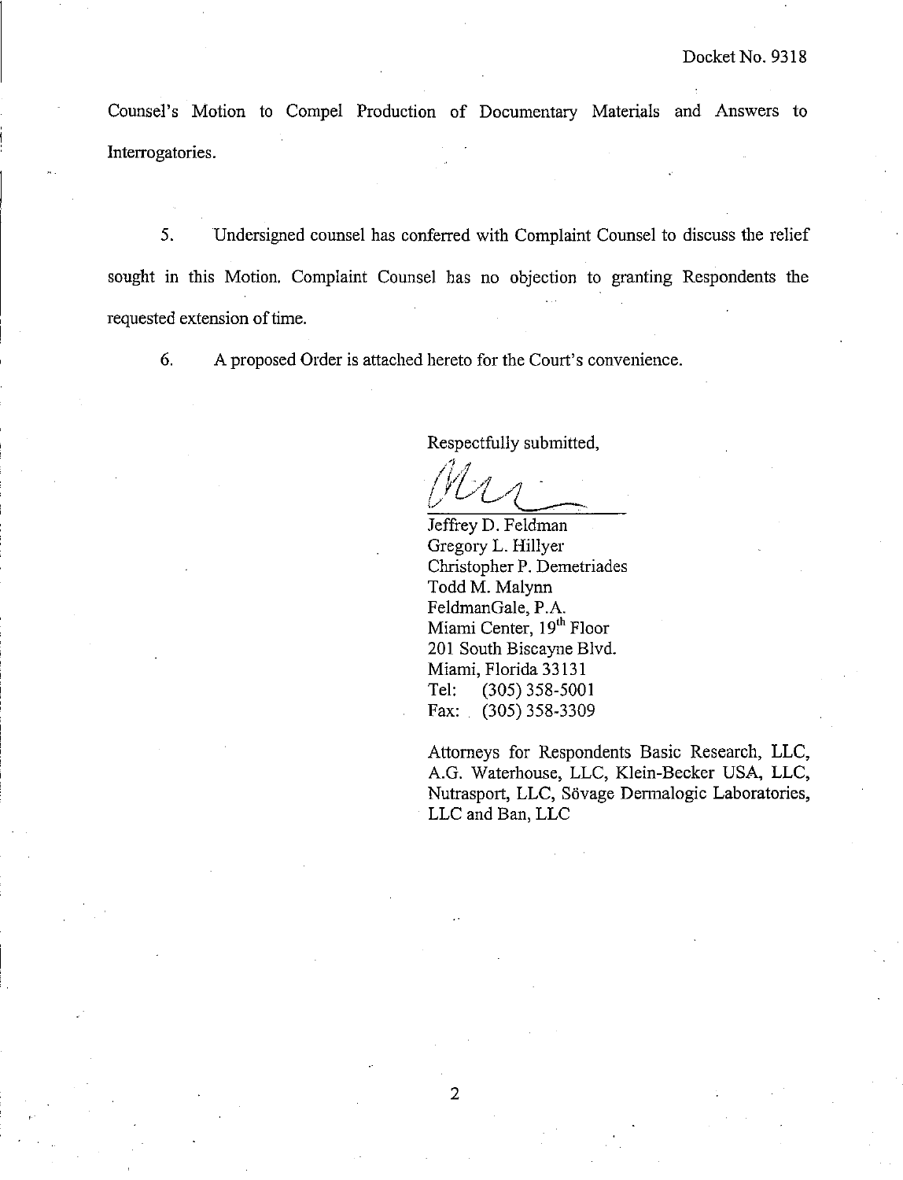Counsel's Motion to Compel Production of Documentary Materials and Answers to Interrogatories.

5. Undersigned counsel has conferred with Complaint Counsel to discuss the relief sought in this Motion. Complaint Counsel has no objection to granting Respondents the requested extension of time.

6. A proposed Order is attached hereto for the Court's convenience.

Respectfully submitted,

Jeffrey D. Feldman
Gregory L. Hillyer
Christopher P. Demetriades
Todd M. Malynn
FeldmanGale, P.A.
Miami Center, 19th Floor
201 South Biscayne Blvd.
Miami, Florida 33131
Tel: (305) 358-5001
Fax: (305) 358-3309

Attorneys for Respondents Basic Research, LLC, A.G. Waterhouse, LLC, Klein-Becker USA, LLC, Nutrasport, LLC, Sövage Dermalogic Laboratories, LLC and Ban, LLC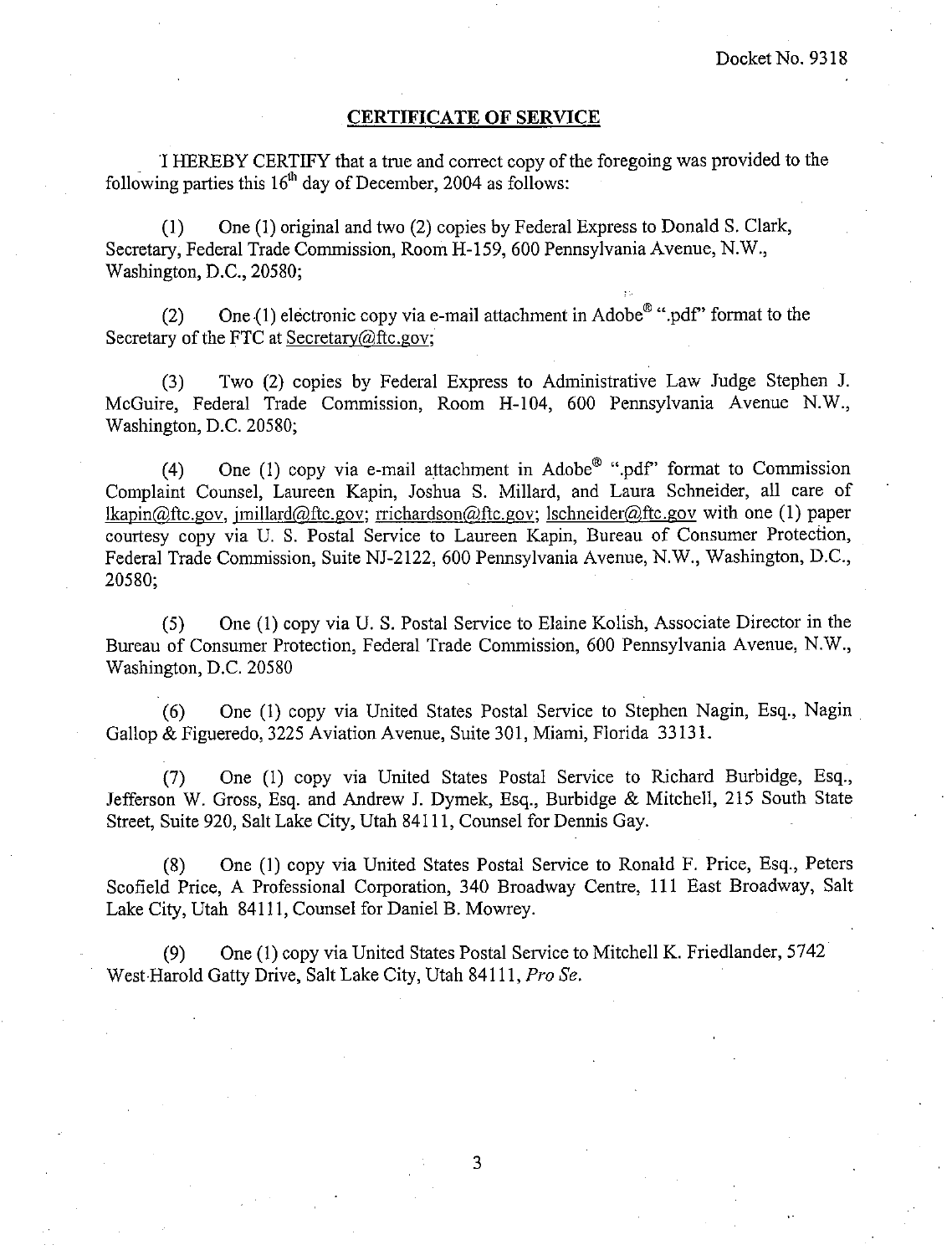Docket No. 9318

## CERTIFICATE OF SERVICE

I HEREBY CERTIFY that a true and correct copy of the foregoing was provided to the following parties this 16th day of December, 2004 as follows:

(1) One (1) original and two (2) copies by Federal Express to Donald S. Clark, Secretary, Federal Trade Commission, Room H-159, 600 Pennsylvania Avenue, N.W., Washington, D.C., 20580;

(2) One (1) electronic copy via e-mail attachment in Adobe® ".pdf" format to the Secretary of the FTC at Secretary@ftc.gov;

(3) Two (2) copies by Federal Express to Administrative Law Judge Stephen J. McGuire, Federal Trade Commission, Room H-104, 600 Pennsylvania Avenue N.W., Washington, D.C. 20580;

(4) One (1) copy via e-mail attachment in Adobe® ".pdf" format to Commission Complaint Counsel, Laureen Kapin, Joshua S. Millard, and Laura Schneider, all care of lkapin@ftc.gov, jmillard@ftc.gov; rrichardson@ftc.gov; lschneider@ftc.gov with one (1) paper courtesy copy via U. S. Postal Service to Laureen Kapin, Bureau of Consumer Protection, Federal Trade Commission, Suite NJ-2122, 600 Pennsylvania Avenue, N.W., Washington, D.C., 20580;

(5) One (1) copy via U. S. Postal Service to Elaine Kolish, Associate Director in the Bureau of Consumer Protection, Federal Trade Commission, 600 Pennsylvania Avenue, N.W., Washington, D.C. 20580

(6) One (1) copy via United States Postal Service to Stephen Nagin, Esq., Nagin Gallop & Figueredo, 3225 Aviation Avenue, Suite 301, Miami, Florida 33131.

(7) One (1) copy via United States Postal Service to Richard Burbidge, Esq., Jefferson W. Gross, Esq. and Andrew J. Dymek, Esq., Burbidge & Mitchell, 215 South State Street, Suite 920, Salt Lake City, Utah 84111, Counsel for Dennis Gay.

(8) One (1) copy via United States Postal Service to Ronald F. Price, Esq., Peters Scofield Price, A Professional Corporation, 340 Broadway Centre, 111 East Broadway, Salt Lake City, Utah 84111, Counsel for Daniel B. Mowrey.

(9) One (1) copy via United States Postal Service to Mitchell K. Friedlander, 5742 West Harold Gatty Drive, Salt Lake City, Utah 84111, *Pro Se.*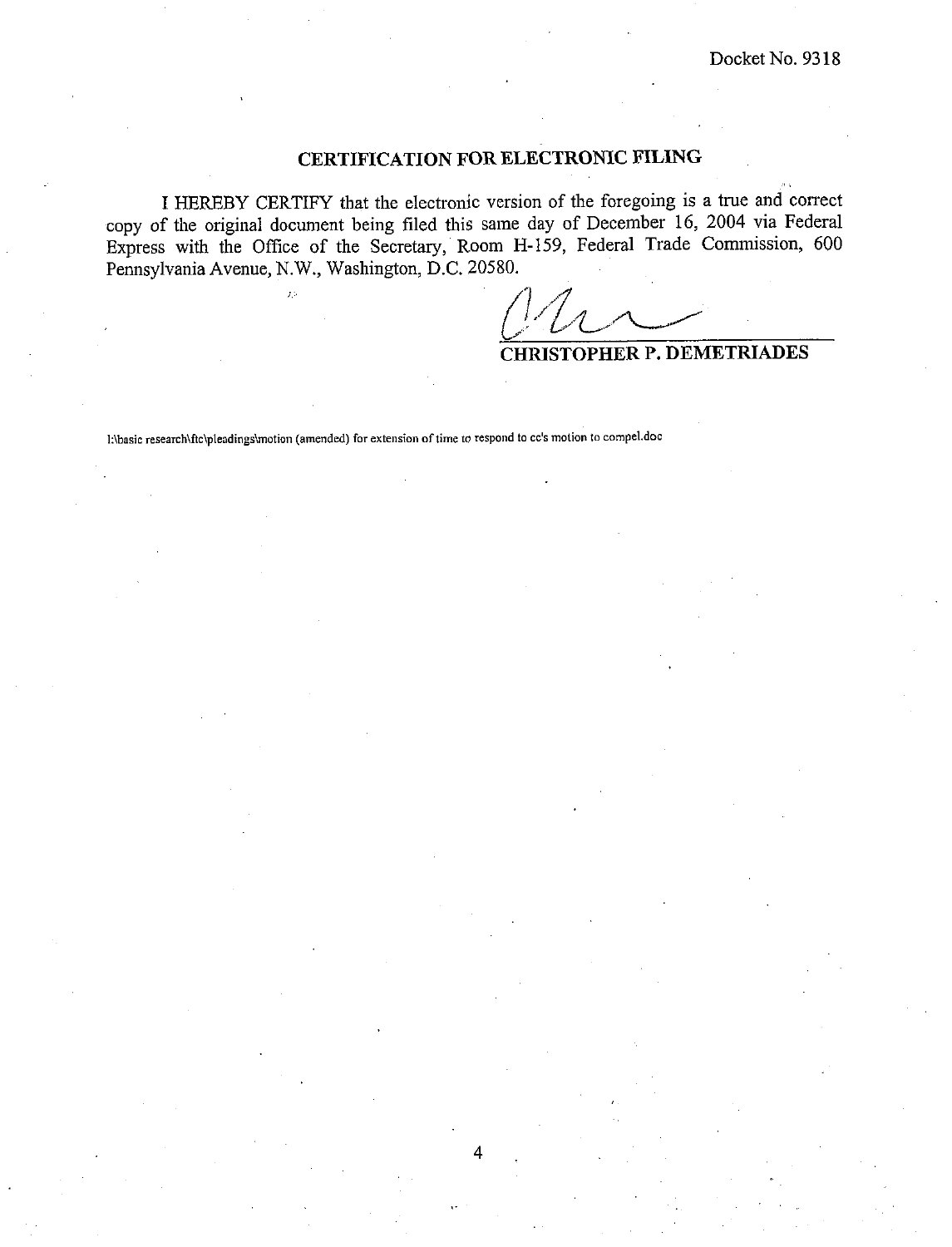Docket No. 9318

## CERTIFICATION FOR ELECTRONIC FILING

I HEREBY CERTIFY that the electronic version of the foregoing is a true and correct copy of the original document being filed this same day of December 16, 2004 via Federal Express with the Office of the Secretary, Room H-159, Federal Trade Commission, 600 Pennsylvania Avenue, N.W., Washington, D.C. 20580.

**CHRISTOPHER P. DEMETRIADES**

I:\basic research\ftc\pleadings\motion (amended) for extension of time to respond to cc's motion to compel.doc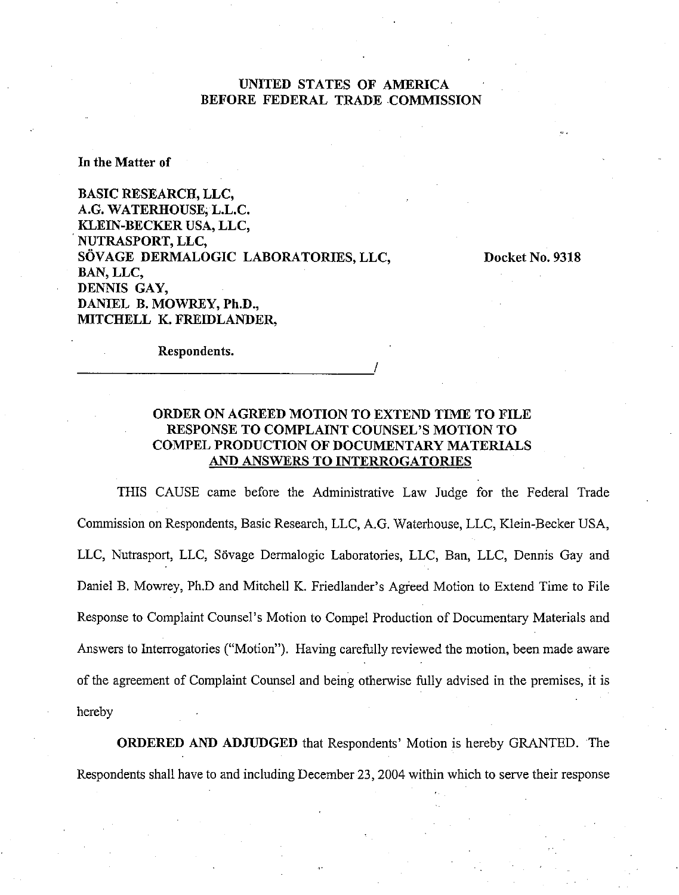**UNITED STATES OF AMERICA**
**BEFORE FEDERAL TRADE COMMISSION**

**In the Matter of**

**BASIC RESEARCH, LLC,**
**A.G. WATERHOUSE, L.L.C.**
**KLEIN-BECKER USA, LLC,**
**NUTRASPORT, LLC,**
**SÖVAGE DERMALOGIC LABORATORIES, LLC,**
**BAN, LLC,**
**DENNIS GAY,**
**DANIEL B. MOWREY, Ph.D.,**
**MITCHELL K. FREIDLANDER,**

**Respondents.**

**Docket No. 9318**

## ORDER ON AGREED MOTION TO EXTEND TIME TO FILE RESPONSE TO COMPLAINT COUNSEL'S MOTION TO COMPEL PRODUCTION OF DOCUMENTARY MATERIALS AND ANSWERS TO INTERROGATORIES

THIS CAUSE came before the Administrative Law Judge for the Federal Trade Commission on Respondents, Basic Research, LLC, A.G. Waterhouse, LLC, Klein-Becker USA, LLC, Nutrasport, LLC, Sövage Dermalogic Laboratories, LLC, Ban, LLC, Dennis Gay and Daniel B. Mowrey, Ph.D and Mitchell K. Friedlander's Agreed Motion to Extend Time to File Response to Complaint Counsel's Motion to Compel Production of Documentary Materials and Answers to Interrogatories ("Motion"). Having carefully reviewed the motion, been made aware of the agreement of Complaint Counsel and being otherwise fully advised in the premises, it is hereby

**ORDERED AND ADJUDGED** that Respondents' Motion is hereby GRANTED. The Respondents shall have to and including December 23, 2004 within which to serve their response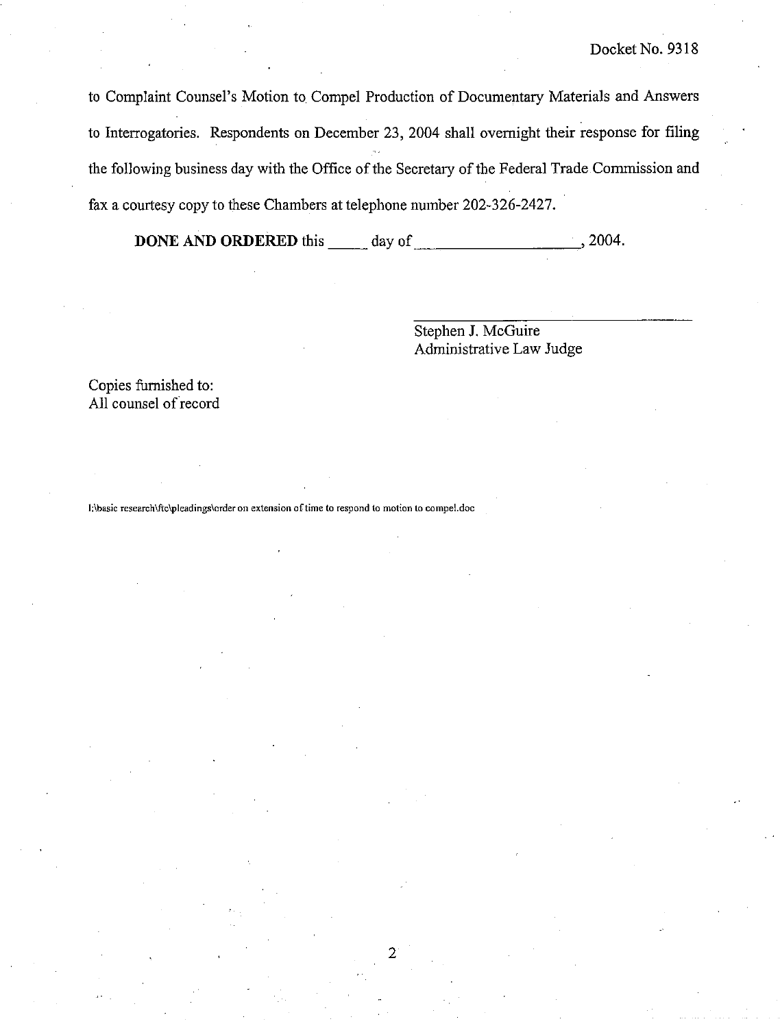to Complaint Counsel's Motion to Compel Production of Documentary Materials and Answers to Interrogatories. Respondents on December 23, 2004 shall overnight their response for filing the following business day with the Office of the Secretary of the Federal Trade Commission and fax a courtesy copy to these Chambers at telephone number 202-326-2427.

**DONE AND ORDERED** this _____ day of ___________________, 2004.

Stephen J. McGuire
Administrative Law Judge

Copies furnished to:
All counsel of record

I:\basic research\ftc\pleadings\order on extension of time to respond to motion to compel.doc